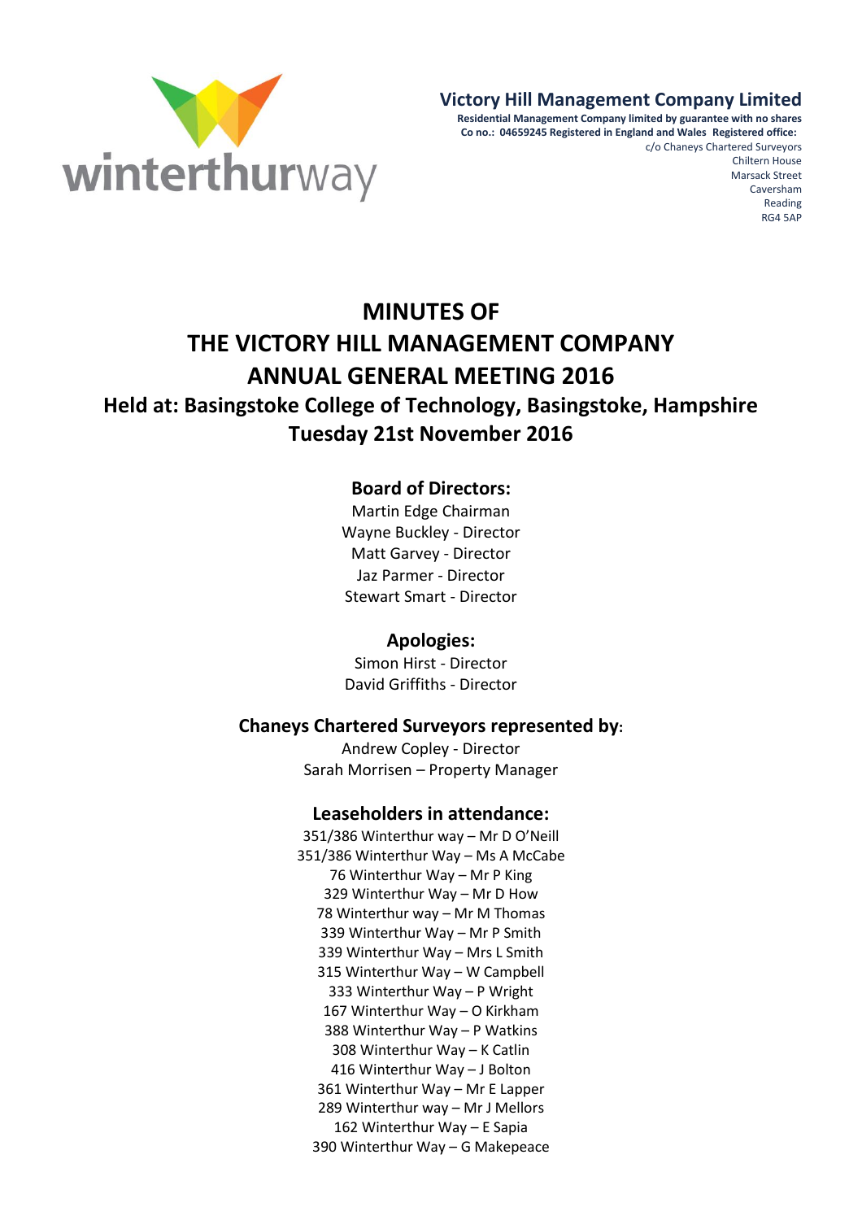winterthurway

**Victory Hill Management Company Limited**
**Residential Management Company limited by guarantee with no shares**
**Co no.: 04659245 Registered in England and Wales Registered office:**
c/o Chaneys Chartered Surveyors
Chiltern House
Marsack Street
Caversham
Reading
RG4 5AP

# MINUTES OF THE VICTORY HILL MANAGEMENT COMPANY ANNUAL GENERAL MEETING 2016

## Held at: Basingstoke College of Technology, Basingstoke, Hampshire
## Tuesday 21st November 2016

### Board of Directors:

Martin Edge Chairman
Wayne Buckley - Director
Matt Garvey - Director
Jaz Parmer - Director
Stewart Smart - Director

### Apologies:

Simon Hirst - Director
David Griffiths - Director

### Chaneys Chartered Surveyors represented by:

Andrew Copley - Director
Sarah Morrisen – Property Manager

### Leaseholders in attendance:

351/386 Winterthur way – Mr D O'Neill
351/386 Winterthur Way – Ms A McCabe
76 Winterthur Way – Mr P King
329 Winterthur Way – Mr D How
78 Winterthur way – Mr M Thomas
339 Winterthur Way – Mr P Smith
339 Winterthur Way – Mrs L Smith
315 Winterthur Way – W Campbell
333 Winterthur Way – P Wright
167 Winterthur Way – O Kirkham
388 Winterthur Way – P Watkins
308 Winterthur Way – K Catlin
416 Winterthur Way – J Bolton
361 Winterthur Way – Mr E Lapper
289 Winterthur way – Mr J Mellors
162 Winterthur Way – E Sapia
390 Winterthur Way – G Makepeace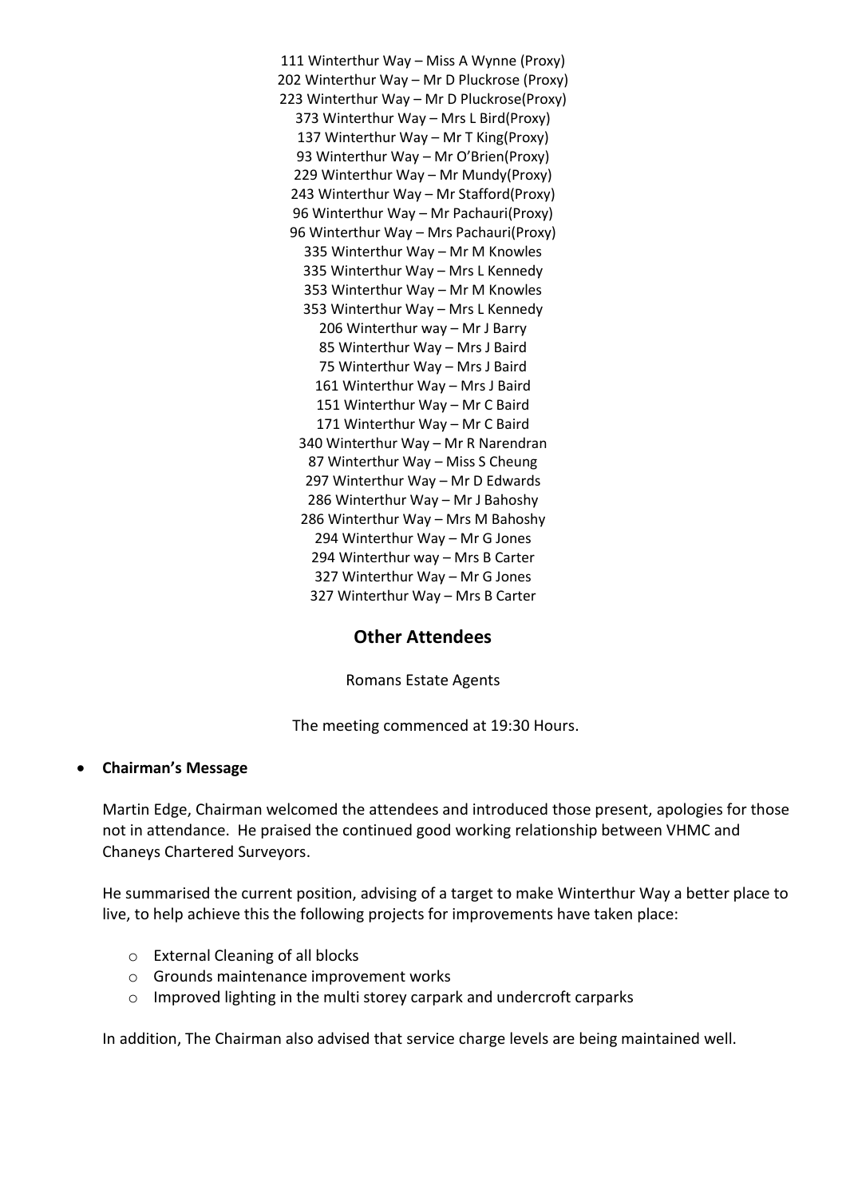111 Winterthur Way – Miss A Wynne (Proxy)
202 Winterthur Way – Mr D Pluckrose (Proxy)
223 Winterthur Way – Mr D Pluckrose(Proxy)
373 Winterthur Way – Mrs L Bird(Proxy)
137 Winterthur Way – Mr T King(Proxy)
93 Winterthur Way – Mr O'Brien(Proxy)
229 Winterthur Way – Mr Mundy(Proxy)
243 Winterthur Way – Mr Stafford(Proxy)
96 Winterthur Way – Mr Pachauri(Proxy)
96 Winterthur Way – Mrs Pachauri(Proxy)
335 Winterthur Way – Mr M Knowles
335 Winterthur Way – Mrs L Kennedy
353 Winterthur Way – Mr M Knowles
353 Winterthur Way – Mrs L Kennedy
206 Winterthur way – Mr J Barry
85 Winterthur Way – Mrs J Baird
75 Winterthur Way – Mrs J Baird
161 Winterthur Way – Mrs J Baird
151 Winterthur Way – Mr C Baird
171 Winterthur Way – Mr C Baird
340 Winterthur Way – Mr R Narendran
87 Winterthur Way – Miss S Cheung
297 Winterthur Way – Mr D Edwards
286 Winterthur Way – Mr J Bahoshy
286 Winterthur Way – Mrs M Bahoshy
294 Winterthur Way – Mr G Jones
294 Winterthur way – Mrs B Carter
327 Winterthur Way – Mr G Jones
327 Winterthur Way – Mrs B Carter

## Other Attendees

Romans Estate Agents

The meeting commenced at 19:30 Hours.

- **Chairman's Message**

Martin Edge, Chairman welcomed the attendees and introduced those present, apologies for those not in attendance. He praised the continued good working relationship between VHMC and Chaneys Chartered Surveyors.

He summarised the current position, advising of a target to make Winterthur Way a better place to live, to help achieve this the following projects for improvements have taken place:

- External Cleaning of all blocks
- Grounds maintenance improvement works
- Improved lighting in the multi storey carpark and undercroft carparks

In addition, The Chairman also advised that service charge levels are being maintained well.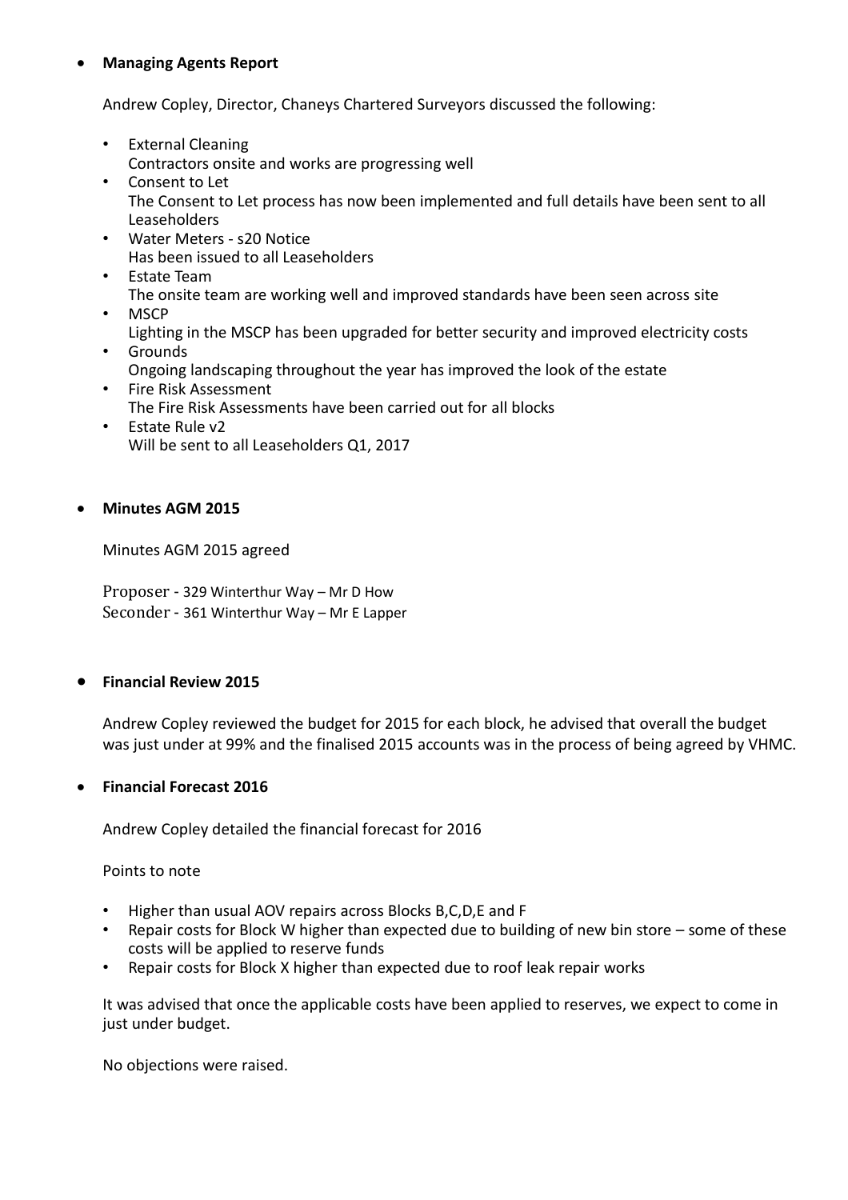- **Managing Agents Report**

  Andrew Copley, Director, Chaneys Chartered Surveyors discussed the following:

  - External Cleaning
    Contractors onsite and works are progressing well
  - Consent to Let
    The Consent to Let process has now been implemented and full details have been sent to all Leaseholders
  - Water Meters - s20 Notice
    Has been issued to all Leaseholders
  - Estate Team
    The onsite team are working well and improved standards have been seen across site
  - MSCP
    Lighting in the MSCP has been upgraded for better security and improved electricity costs
  - Grounds
    Ongoing landscaping throughout the year has improved the look of the estate
  - Fire Risk Assessment
    The Fire Risk Assessments have been carried out for all blocks
  - Estate Rule v2
    Will be sent to all Leaseholders Q1, 2017

- **Minutes AGM 2015**

  Minutes AGM 2015 agreed

  Proposer - 329 Winterthur Way – Mr D How
  Seconder - 361 Winterthur Way – Mr E Lapper

- **Financial Review 2015**

  Andrew Copley reviewed the budget for 2015 for each block, he advised that overall the budget was just under at 99% and the finalised 2015 accounts was in the process of being agreed by VHMC.

- **Financial Forecast 2016**

  Andrew Copley detailed the financial forecast for 2016

  Points to note

  - Higher than usual AOV repairs across Blocks B,C,D,E and F
  - Repair costs for Block W higher than expected due to building of new bin store – some of these costs will be applied to reserve funds
  - Repair costs for Block X higher than expected due to roof leak repair works

  It was advised that once the applicable costs have been applied to reserves, we expect to come in just under budget.

  No objections were raised.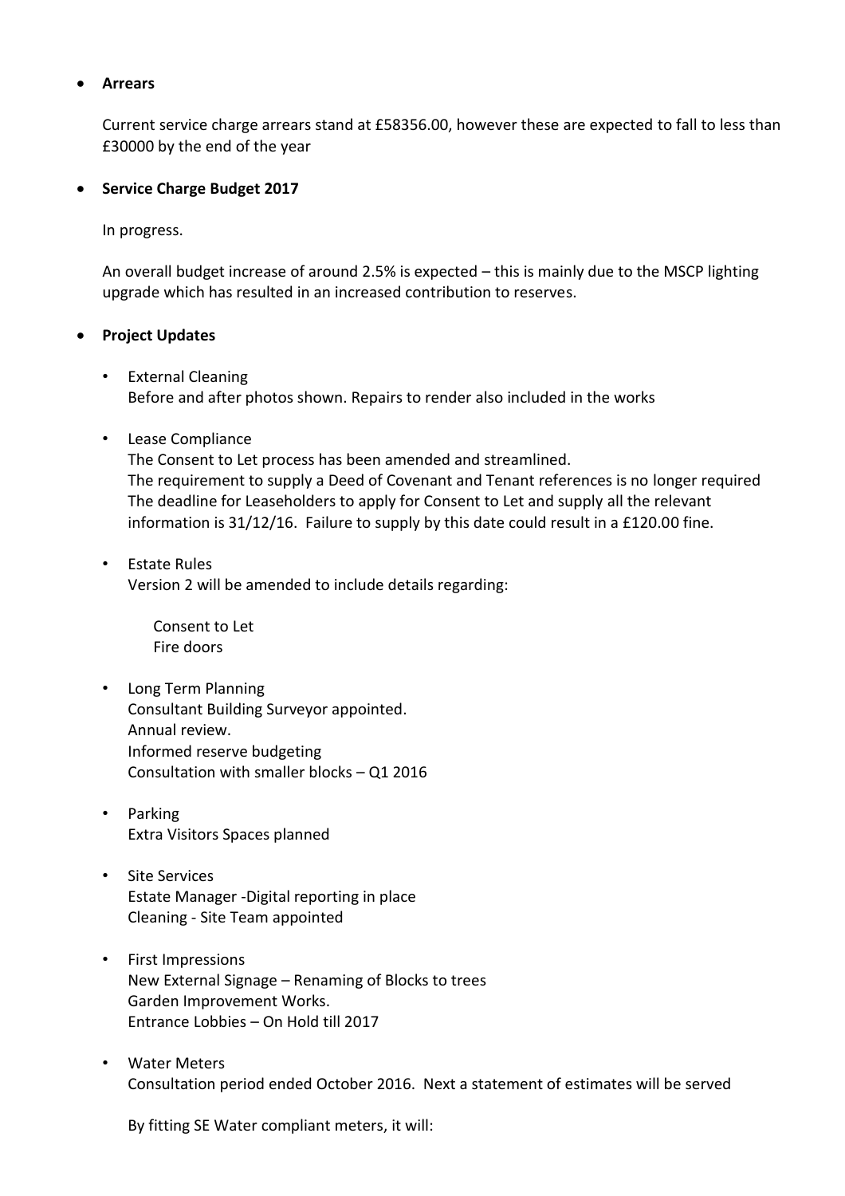- **Arrears**

  Current service charge arrears stand at £58356.00, however these are expected to fall to less than £30000 by the end of the year

- **Service Charge Budget 2017**

  In progress.

  An overall budget increase of around 2.5% is expected – this is mainly due to the MSCP lighting upgrade which has resulted in an increased contribution to reserves.

- **Project Updates**

  - External Cleaning
    Before and after photos shown. Repairs to render also included in the works

  - Lease Compliance
    The Consent to Let process has been amended and streamlined.
    The requirement to supply a Deed of Covenant and Tenant references is no longer required
    The deadline for Leaseholders to apply for Consent to Let and supply all the relevant information is 31/12/16. Failure to supply by this date could result in a £120.00 fine.

  - Estate Rules
    Version 2 will be amended to include details regarding:

    Consent to Let
    Fire doors

  - Long Term Planning
    Consultant Building Surveyor appointed.
    Annual review.
    Informed reserve budgeting
    Consultation with smaller blocks – Q1 2016

  - Parking
    Extra Visitors Spaces planned

  - Site Services
    Estate Manager -Digital reporting in place
    Cleaning - Site Team appointed

  - First Impressions
    New External Signage – Renaming of Blocks to trees
    Garden Improvement Works.
    Entrance Lobbies – On Hold till 2017

  - Water Meters
    Consultation period ended October 2016. Next a statement of estimates will be served

    By fitting SE Water compliant meters, it will: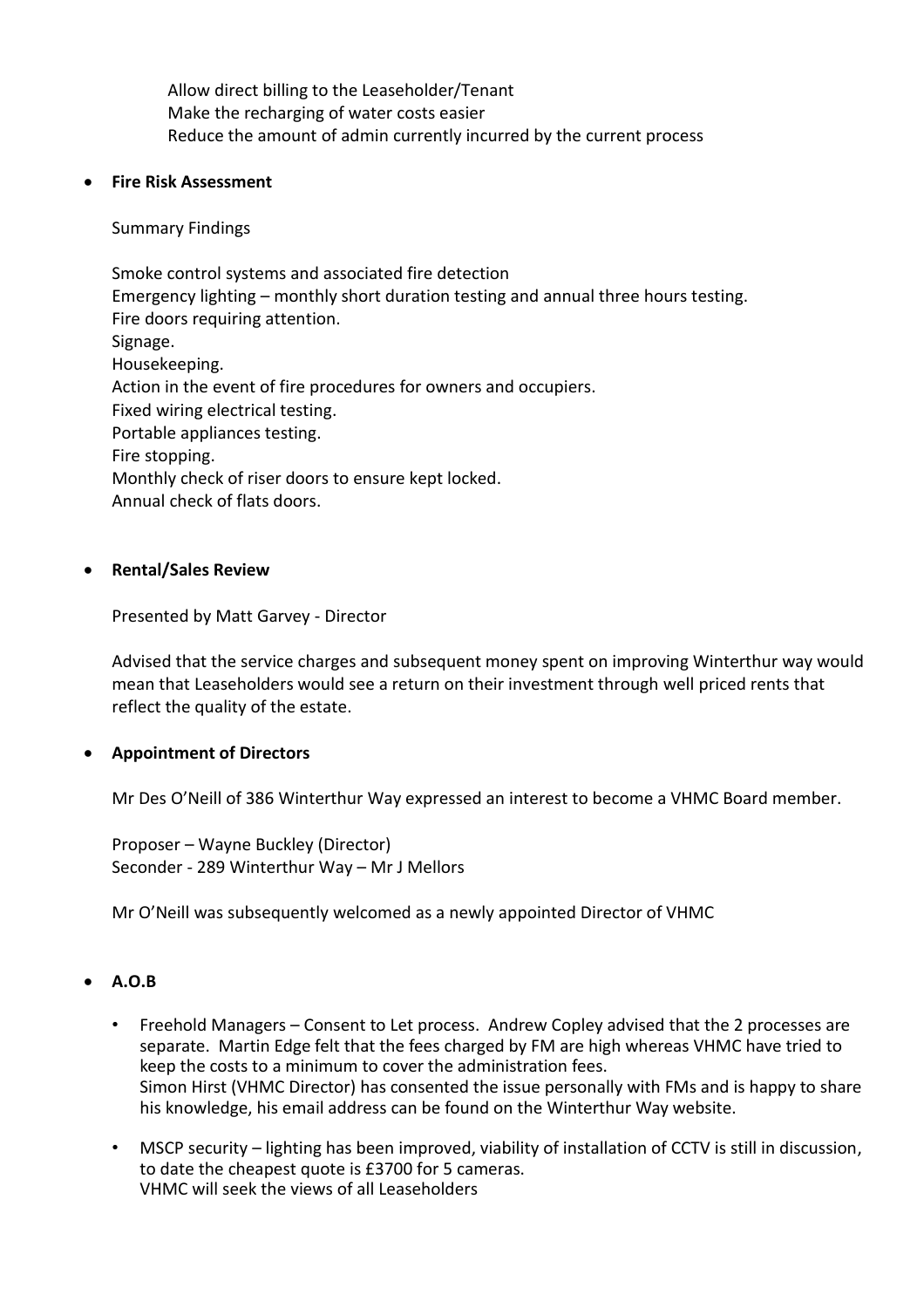Allow direct billing to the Leaseholder/Tenant
Make the recharging of water costs easier
Reduce the amount of admin currently incurred by the current process

- **Fire Risk Assessment**

  Summary Findings

  Smoke control systems and associated fire detection
  Emergency lighting – monthly short duration testing and annual three hours testing.
  Fire doors requiring attention.
  Signage.
  Housekeeping.
  Action in the event of fire procedures for owners and occupiers.
  Fixed wiring electrical testing.
  Portable appliances testing.
  Fire stopping.
  Monthly check of riser doors to ensure kept locked.
  Annual check of flats doors.

- **Rental/Sales Review**

  Presented by Matt Garvey - Director

  Advised that the service charges and subsequent money spent on improving Winterthur way would mean that Leaseholders would see a return on their investment through well priced rents that reflect the quality of the estate.

- **Appointment of Directors**

  Mr Des O'Neill of 386 Winterthur Way expressed an interest to become a VHMC Board member.

  Proposer – Wayne Buckley (Director)
  Seconder - 289 Winterthur Way – Mr J Mellors

  Mr O'Neill was subsequently welcomed as a newly appointed Director of VHMC

- **A.O.B**

  - Freehold Managers – Consent to Let process. Andrew Copley advised that the 2 processes are separate. Martin Edge felt that the fees charged by FM are high whereas VHMC have tried to keep the costs to a minimum to cover the administration fees.
    Simon Hirst (VHMC Director) has consented the issue personally with FMs and is happy to share his knowledge, his email address can be found on the Winterthur Way website.

  - MSCP security – lighting has been improved, viability of installation of CCTV is still in discussion, to date the cheapest quote is £3700 for 5 cameras.
    VHMC will seek the views of all Leaseholders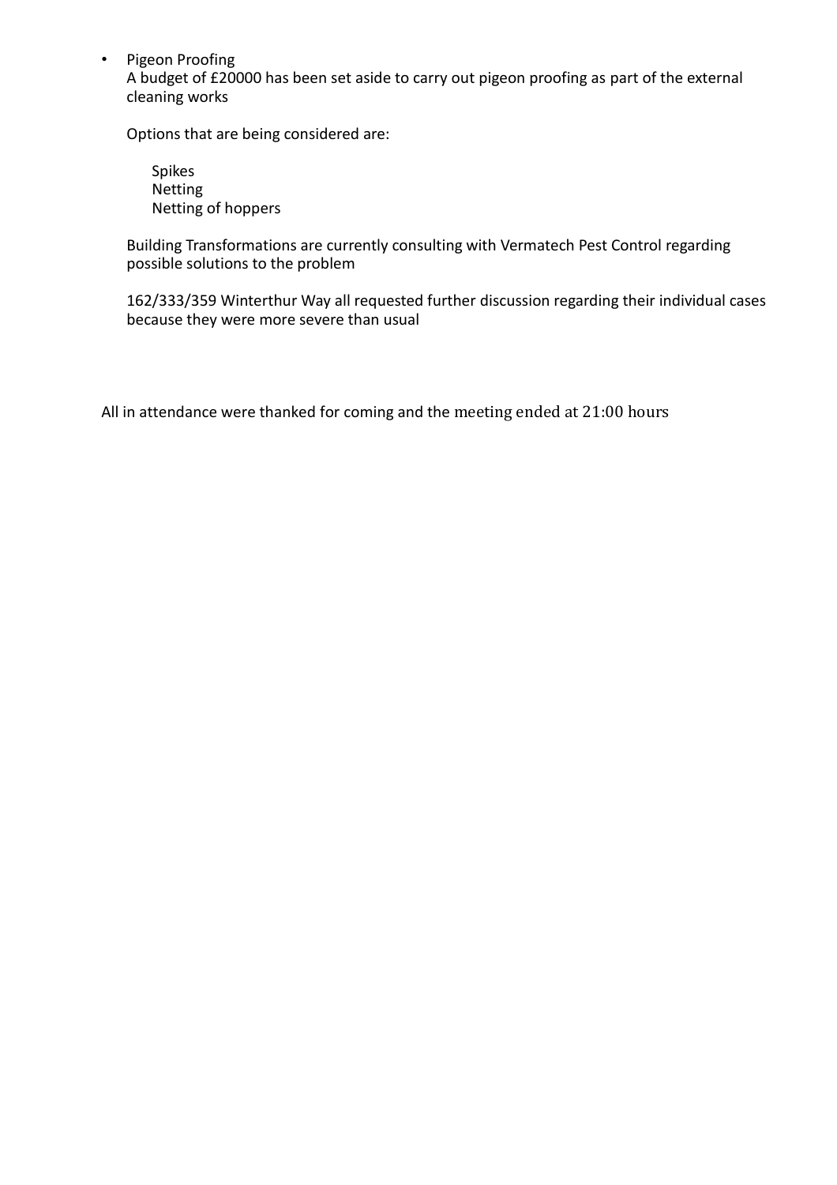- Pigeon Proofing
  A budget of £20000 has been set aside to carry out pigeon proofing as part of the external cleaning works

  Options that are being considered are:

  Spikes
  Netting
  Netting of hoppers

  Building Transformations are currently consulting with Vermatech Pest Control regarding possible solutions to the problem

  162/333/359 Winterthur Way all requested further discussion regarding their individual cases because they were more severe than usual

All in attendance were thanked for coming and the meeting ended at 21:00 hours